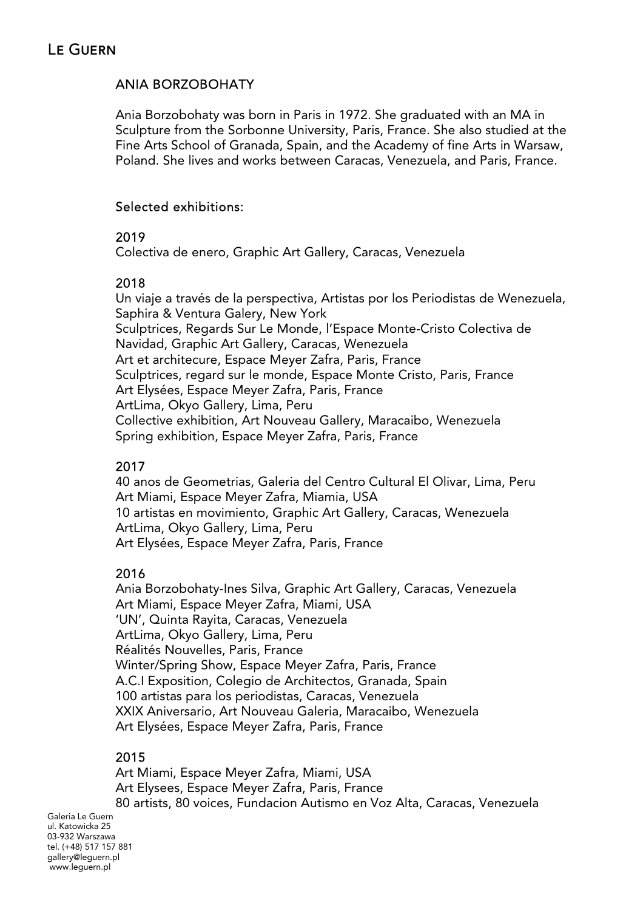# Le Guern

## ANIA BORZOBOHATY

Ania Borzobohaty was born in Paris in 1972. She graduated with an MA in Sculpture from the Sorbonne University, Paris, France. She also studied at the Fine Arts School of Granada, Spain, and the Academy of fine Arts in Warsaw, Poland. She lives and works between Caracas, Venezuela, and Paris, France.

### Selected exhibitions:

**2019**

Colectiva de enero, Graphic Art Gallery, Caracas, Venezuela

**2018**

Un viaje a través de la perspectiva, Artistas por los Periodistas de Wenezuela, Saphira & Ventura Galery, New York
Sculptrices, Regards Sur Le Monde, l'Espace Monte-Cristo Colectiva de Navidad, Graphic Art Gallery, Caracas, Wenezuela
Art et architecure, Espace Meyer Zafra, Paris, France
Sculptrices, regard sur le monde, Espace Monte Cristo, Paris, France
Art Elysées, Espace Meyer Zafra, Paris, France
ArtLima, Okyo Gallery, Lima, Peru
Collective exhibition, Art Nouveau Gallery, Maracaibo, Wenezuela
Spring exhibition, Espace Meyer Zafra, Paris, France

**2017**

40 anos de Geometrias, Galeria del Centro Cultural El Olivar, Lima, Peru
Art Miami, Espace Meyer Zafra, Miamia, USA
10 artistas en movimiento, Graphic Art Gallery, Caracas, Wenezuela
ArtLima, Okyo Gallery, Lima, Peru
Art Elysées, Espace Meyer Zafra, Paris, France

**2016**

Ania Borzobohaty-Ines Silva, Graphic Art Gallery, Caracas, Venezuela
Art Miami, Espace Meyer Zafra, Miami, USA
'UN', Quinta Rayita, Caracas, Venezuela
ArtLima, Okyo Gallery, Lima, Peru
Réalités Nouvelles, Paris, France
Winter/Spring Show, Espace Meyer Zafra, Paris, France
A.C.I Exposition, Colegio de Architectos, Granada, Spain
100 artistas para los periodistas, Caracas, Venezuela
XXIX Aniversario, Art Nouveau Galeria, Maracaibo, Wenezuela
Art Elysées, Espace Meyer Zafra, Paris, France

**2015**

Art Miami, Espace Meyer Zafra, Miami, USA
Art Elysees, Espace Meyer Zafra, Paris, France
80 artists, 80 voices, Fundacion Autismo en Voz Alta, Caracas, Venezuela

Galeria Le Guern
ul. Katowicka 25
03-932 Warszawa
tel. (+48) 517 157 881
gallery@leguern.pl
www.leguern.pl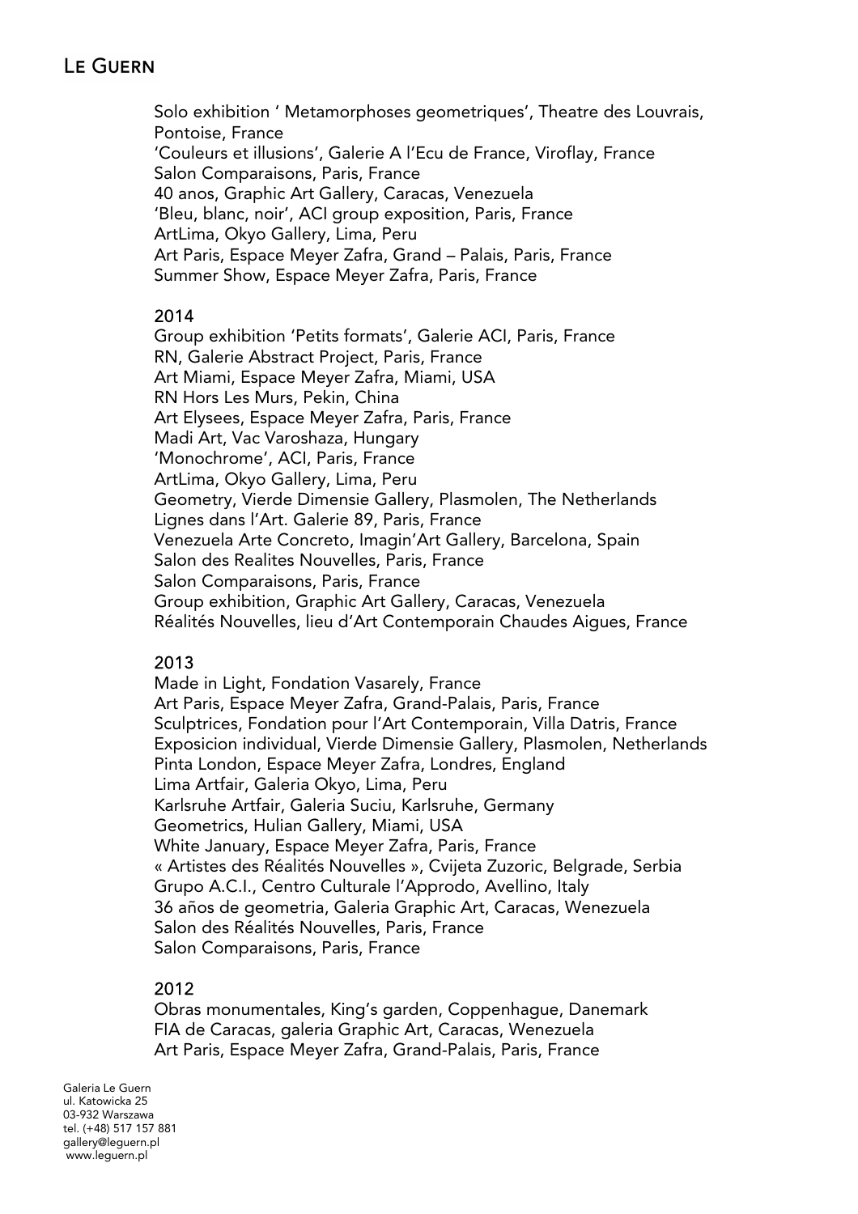Solo exhibition ' Metamorphoses geometriques', Theatre des Louvrais, Pontoise, France
'Couleurs et illusions', Galerie A l'Ecu de France, Viroflay, France
Salon Comparaisons, Paris, France
40 anos, Graphic Art Gallery, Caracas, Venezuela
'Bleu, blanc, noir', ACI group exposition, Paris, France
ArtLima, Okyo Gallery, Lima, Peru
Art Paris, Espace Meyer Zafra, Grand – Palais, Paris, France
Summer Show, Espace Meyer Zafra, Paris, France

## 2014

Group exhibition 'Petits formats', Galerie ACI, Paris, France
RN, Galerie Abstract Project, Paris, France
Art Miami, Espace Meyer Zafra, Miami, USA
RN Hors Les Murs, Pekin, China
Art Elysees, Espace Meyer Zafra, Paris, France
Madi Art, Vac Varoshaza, Hungary
'Monochrome', ACI, Paris, France
ArtLima, Okyo Gallery, Lima, Peru
Geometry, Vierde Dimensie Gallery, Plasmolen, The Netherlands
Lignes dans l'Art. Galerie 89, Paris, France
Venezuela Arte Concreto, Imagin'Art Gallery, Barcelona, Spain
Salon des Realites Nouvelles, Paris, France
Salon Comparaisons, Paris, France
Group exhibition, Graphic Art Gallery, Caracas, Venezuela
Réalités Nouvelles, lieu d'Art Contemporain Chaudes Aigues, France

## 2013

Made in Light, Fondation Vasarely, France
Art Paris, Espace Meyer Zafra, Grand-Palais, Paris, France
Sculptrices, Fondation pour l'Art Contemporain, Villa Datris, France
Exposicion individual, Vierde Dimensie Gallery, Plasmolen, Netherlands
Pinta London, Espace Meyer Zafra, Londres, England
Lima Artfair, Galeria Okyo, Lima, Peru
Karlsruhe Artfair, Galeria Suciu, Karlsruhe, Germany
Geometrics, Hulian Gallery, Miami, USA
White January, Espace Meyer Zafra, Paris, France
« Artistes des Réalités Nouvelles », Cvijeta Zuzoric, Belgrade, Serbia
Grupo A.C.I., Centro Culturale l'Approdo, Avellino, Italy
36 años de geometria, Galeria Graphic Art, Caracas, Wenezuela
Salon des Réalités Nouvelles, Paris, France
Salon Comparaisons, Paris, France

## 2012

Obras monumentales, King's garden, Coppenhague, Danemark
FIA de Caracas, galeria Graphic Art, Caracas, Wenezuela
Art Paris, Espace Meyer Zafra, Grand-Palais, Paris, France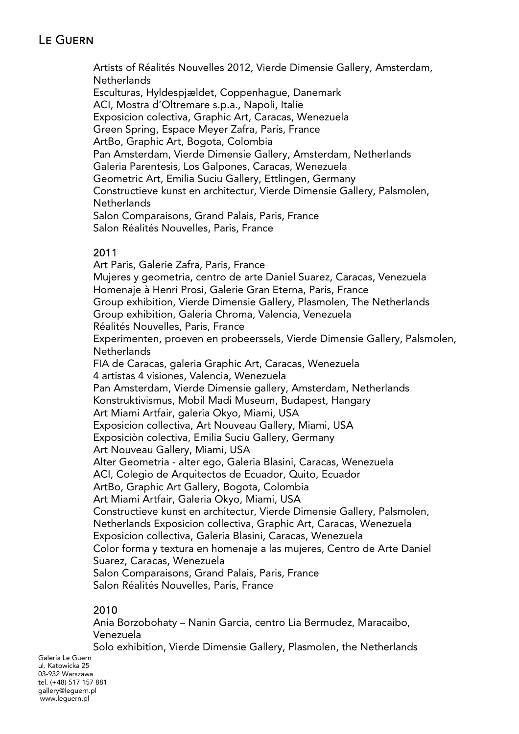Artists of Réalités Nouvelles 2012, Vierde Dimensie Gallery, Amsterdam, Netherlands
Esculturas, Hyldespjældet, Coppenhague, Danemark
ACI, Mostra d'Oltremare s.p.a., Napoli, Italie
Exposicion colectiva, Graphic Art, Caracas, Wenezuela
Green Spring, Espace Meyer Zafra, Paris, France
ArtBo, Graphic Art, Bogota, Colombia
Pan Amsterdam, Vierde Dimensie Gallery, Amsterdam, Netherlands
Galeria Parentesis, Los Galpones, Caracas, Wenezuela
Geometric Art, Emilia Suciu Gallery, Ettlingen, Germany
Constructieve kunst en architectur, Vierde Dimensie Gallery, Palsmolen, Netherlands
Salon Comparaisons, Grand Palais, Paris, France
Salon Réalités Nouvelles, Paris, France

## 2011

Art Paris, Galerie Zafra, Paris, France
Mujeres y geometria, centro de arte Daniel Suarez, Caracas, Venezuela
Homenaje à Henri Prosi, Galerie Gran Eterna, Paris, France
Group exhibition, Vierde Dimensie Gallery, Plasmolen, The Netherlands
Group exhibition, Galeria Chroma, Valencia, Venezuela
Réalités Nouvelles, Paris, France
Experimenten, proeven en probeerssels, Vierde Dimensie Gallery, Palsmolen, Netherlands
FIA de Caracas, galeria Graphic Art, Caracas, Wenezuela
4 artistas 4 visiones, Valencia, Wenezuela
Pan Amsterdam, Vierde Dimensie gallery, Amsterdam, Netherlands
Konstruktivismus, Mobil Madi Museum, Budapest, Hangary
Art Miami Artfair, galeria Okyo, Miami, USA
Exposicion collectiva, Art Nouveau Gallery, Miami, USA
Exposiciòn colectiva, Emilia Suciu Gallery, Germany
Art Nouveau Gallery, Miami, USA
Alter Geometria - alter ego, Galeria Blasini, Caracas, Wenezuela
ACI, Colegio de Arquitectos de Ecuador, Quito, Ecuador
ArtBo, Graphic Art Gallery, Bogota, Colombia
Art Miami Artfair, Galeria Okyo, Miami, USA
Constructieve kunst en architectur, Vierde Dimensie Gallery, Palsmolen, Netherlands Exposicion collectiva, Graphic Art, Caracas, Wenezuela
Exposicion collectiva, Galeria Blasini, Caracas, Wenezuela
Color forma y textura en homenaje a las mujeres, Centro de Arte Daniel Suarez, Caracas, Wenezuela
Salon Comparaisons, Grand Palais, Paris, France
Salon Réalités Nouvelles, Paris, France

## 2010

Ania Borzobohaty – Nanin Garcia, centro Lia Bermudez, Maracaibo, Venezuela
Solo exhibition, Vierde Dimensie Gallery, Plasmolen, the Netherlands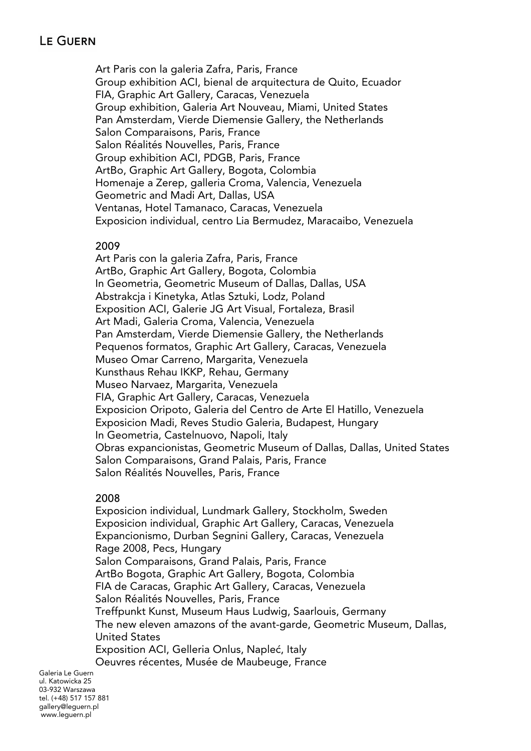Art Paris con la galeria Zafra, Paris, France
Group exhibition ACI, bienal de arquitectura de Quito, Ecuador
FIA, Graphic Art Gallery, Caracas, Venezuela
Group exhibition, Galeria Art Nouveau, Miami, United States
Pan Amsterdam, Vierde Diemensie Gallery, the Netherlands
Salon Comparaisons, Paris, France
Salon Réalités Nouvelles, Paris, France
Group exhibition ACI, PDGB, Paris, France
ArtBo, Graphic Art Gallery, Bogota, Colombia
Homenaje a Zerep, galleria Croma, Valencia, Venezuela
Geometric and Madi Art, Dallas, USA
Ventanas, Hotel Tamanaco, Caracas, Venezuela
Exposicion individual, centro Lia Bermudez, Maracaibo, Venezuela

2009

Art Paris con la galeria Zafra, Paris, France
ArtBo, Graphic Art Gallery, Bogota, Colombia
In Geometria, Geometric Museum of Dallas, Dallas, USA
Abstrakcja i Kinetyka, Atlas Sztuki, Lodz, Poland
Exposition ACI, Galerie JG Art Visual, Fortaleza, Brasil
Art Madi, Galeria Croma, Valencia, Venezuela
Pan Amsterdam, Vierde Diemensie Gallery, the Netherlands
Pequenos formatos, Graphic Art Gallery, Caracas, Venezuela
Museo Omar Carreno, Margarita, Venezuela
Kunsthaus Rehau IKKP, Rehau, Germany
Museo Narvaez, Margarita, Venezuela
FIA, Graphic Art Gallery, Caracas, Venezuela
Exposicion Oripoto, Galeria del Centro de Arte El Hatillo, Venezuela
Exposicion Madi, Reves Studio Galeria, Budapest, Hungary
In Geometria, Castelnuovo, Napoli, Italy
Obras expancionistas, Geometric Museum of Dallas, Dallas, United States
Salon Comparaisons, Grand Palais, Paris, France
Salon Réalités Nouvelles, Paris, France

2008

Exposicion individual, Lundmark Gallery, Stockholm, Sweden
Exposicion individual, Graphic Art Gallery, Caracas, Venezuela
Expancionismo, Durban Segnini Gallery, Caracas, Venezuela
Rage 2008, Pecs, Hungary
Salon Comparaisons, Grand Palais, Paris, France
ArtBo Bogota, Graphic Art Gallery, Bogota, Colombia
FIA de Caracas, Graphic Art Gallery, Caracas, Venezuela
Salon Réalités Nouvelles, Paris, France
Treffpunkt Kunst, Museum Haus Ludwig, Saarlouis, Germany
The new eleven amazons of the avant-garde, Geometric Museum, Dallas, United States
Exposition ACI, Gelleria Onlus, Napleć, Italy
Oeuvres récentes, Musée de Maubeuge, France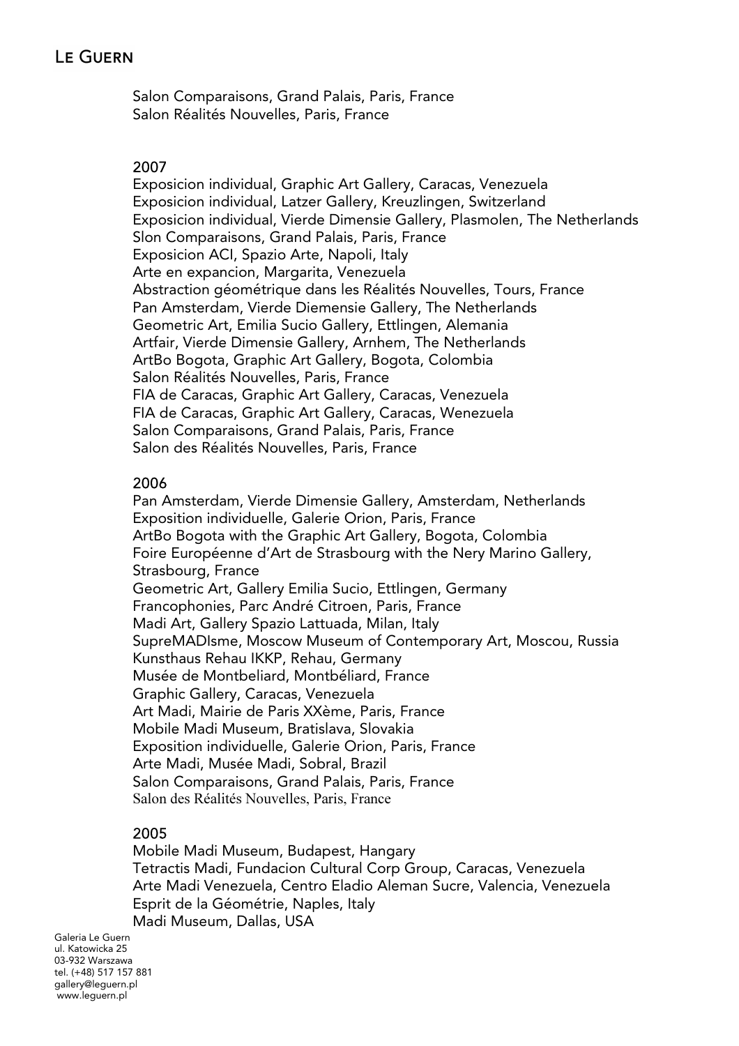Salon Comparaisons, Grand Palais, Paris, France
Salon Réalités Nouvelles, Paris, France

### 2007

Exposicion individual, Graphic Art Gallery, Caracas, Venezuela
Exposicion individual, Latzer Gallery, Kreuzlingen, Switzerland
Exposicion individual, Vierde Dimensie Gallery, Plasmolen, The Netherlands
Slon Comparaisons, Grand Palais, Paris, France
Exposicion ACI, Spazio Arte, Napoli, Italy
Arte en expancion, Margarita, Venezuela
Abstraction géométrique dans les Réalités Nouvelles, Tours, France
Pan Amsterdam, Vierde Diemensie Gallery, The Netherlands
Geometric Art, Emilia Sucio Gallery, Ettlingen, Alemania
Artfair, Vierde Dimensie Gallery, Arnhem, The Netherlands
ArtBo Bogota, Graphic Art Gallery, Bogota, Colombia
Salon Réalités Nouvelles, Paris, France
FIA de Caracas, Graphic Art Gallery, Caracas, Venezuela
FIA de Caracas, Graphic Art Gallery, Caracas, Wenezuela
Salon Comparaisons, Grand Palais, Paris, France
Salon des Réalités Nouvelles, Paris, France

### 2006

Pan Amsterdam, Vierde Dimensie Gallery, Amsterdam, Netherlands
Exposition individuelle, Galerie Orion, Paris, France
ArtBo Bogota with the Graphic Art Gallery, Bogota, Colombia
Foire Européenne d'Art de Strasbourg with the Nery Marino Gallery, Strasbourg, France
Geometric Art, Gallery Emilia Sucio, Ettlingen, Germany
Francophonies, Parc André Citroen, Paris, France
Madi Art, Gallery Spazio Lattuada, Milan, Italy
SupreMADIsme, Moscow Museum of Contemporary Art, Moscou, Russia
Kunsthaus Rehau IKKP, Rehau, Germany
Musée de Montbeliard, Montbéliard, France
Graphic Gallery, Caracas, Venezuela
Art Madi, Mairie de Paris XXème, Paris, France
Mobile Madi Museum, Bratislava, Slovakia
Exposition individuelle, Galerie Orion, Paris, France
Arte Madi, Musée Madi, Sobral, Brazil
Salon Comparaisons, Grand Palais, Paris, France
Salon des Réalités Nouvelles, Paris, France

### 2005

Mobile Madi Museum, Budapest, Hangary
Tetractis Madi, Fundacion Cultural Corp Group, Caracas, Venezuela
Arte Madi Venezuela, Centro Eladio Aleman Sucre, Valencia, Venezuela
Esprit de la Géométrie, Naples, Italy
Madi Museum, Dallas, USA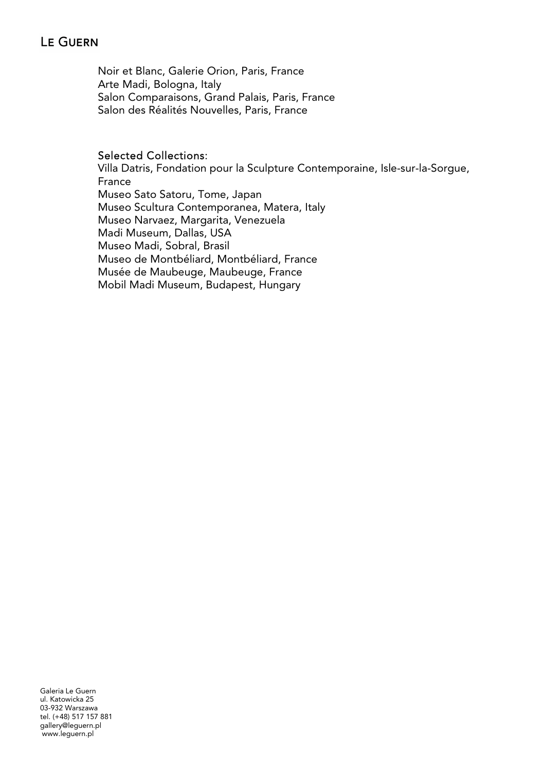Noir et Blanc, Galerie Orion, Paris, France
Arte Madi, Bologna, Italy
Salon Comparaisons, Grand Palais, Paris, France
Salon des Réalités Nouvelles, Paris, France

Selected Collections:
Villa Datris, Fondation pour la Sculpture Contemporaine, Isle-sur-la-Sorgue, France
Museo Sato Satoru, Tome, Japan
Museo Scultura Contemporanea, Matera, Italy
Museo Narvaez, Margarita, Venezuela
Madi Museum, Dallas, USA
Museo Madi, Sobral, Brasil
Museo de Montbéliard, Montbéliard, France
Musée de Maubeuge, Maubeuge, France
Mobil Madi Museum, Budapest, Hungary